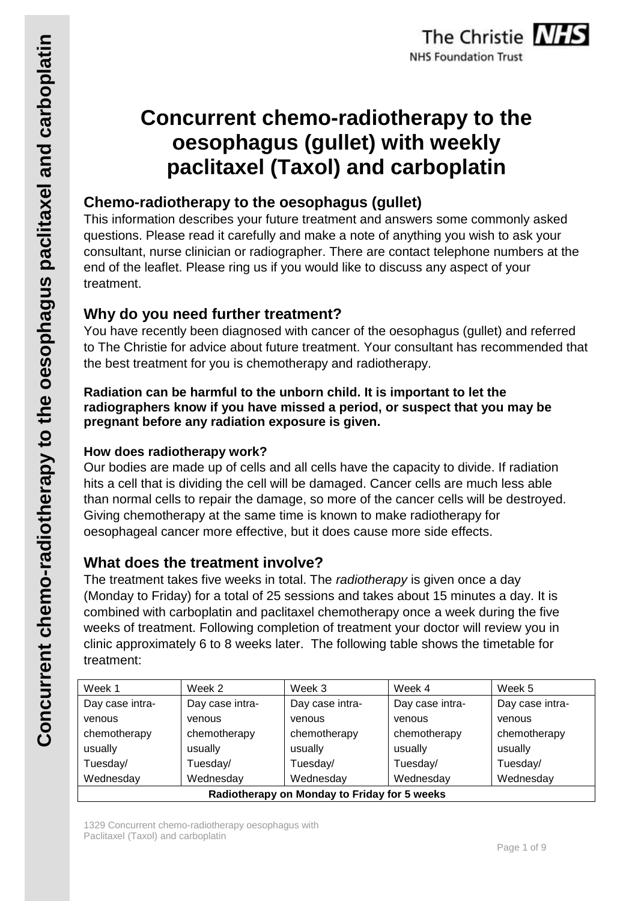# Concurrent chemo-radiotherapy to the oesophagus (gullet) with weekly paclitaxel (Taxol) and carboplatin

## Chemo-radiotherapy to the oesophagus (gullet)

This information describes your future treatment and answers some commonly asked questions. Please read it carefully and make a note of anything you wish to ask your consultant, nurse clinician or radiographer. There are contact telephone numbers at the end of the leaflet. Please ring us if you would like to discuss any aspect of your treatment.

## Why do you need further treatment?

You have recently been diagnosed with cancer of the oesophagus (gullet) and referred to The Christie for advice about future treatment. Your consultant has recommended that the best treatment for you is chemotherapy and radiotherapy.

**Radiation can be harmful to the unborn child. It is important to let the radiographers know if you have missed a period, or suspect that you may be pregnant before any radiation exposure is given.**

### How does radiotherapy work?

Our bodies are made up of cells and all cells have the capacity to divide. If radiation hits a cell that is dividing the cell will be damaged. Cancer cells are much less able than normal cells to repair the damage, so more of the cancer cells will be destroyed. Giving chemotherapy at the same time is known to make radiotherapy for oesophageal cancer more effective, but it does cause more side effects.

## What does the treatment involve?

The treatment takes five weeks in total. The *radiotherapy* is given once a day (Monday to Friday) for a total of 25 sessions and takes about 15 minutes a day. It is combined with carboplatin and paclitaxel chemotherapy once a week during the five weeks of treatment. Following completion of treatment your doctor will review you in clinic approximately 6 to 8 weeks later. The following table shows the timetable for treatment:

| Week 1 | Week 2 | Week 3 | Week 4 | Week 5 |
|---|---|---|---|---|
| Day case intra-venous chemotherapy usually Tuesday/ Wednesday | Day case intra-venous chemotherapy usually Tuesday/ Wednesday | Day case intra-venous chemotherapy usually Tuesday/ Wednesday | Day case intra-venous chemotherapy usually Tuesday/ Wednesday | Day case intra-venous chemotherapy usually Tuesday/ Wednesday |
| **Radiotherapy on Monday to Friday for 5 weeks** | | | | |

1329 Concurrent chemo-radiotherapy oesophagus with Paclitaxel (Taxol) and carboplatin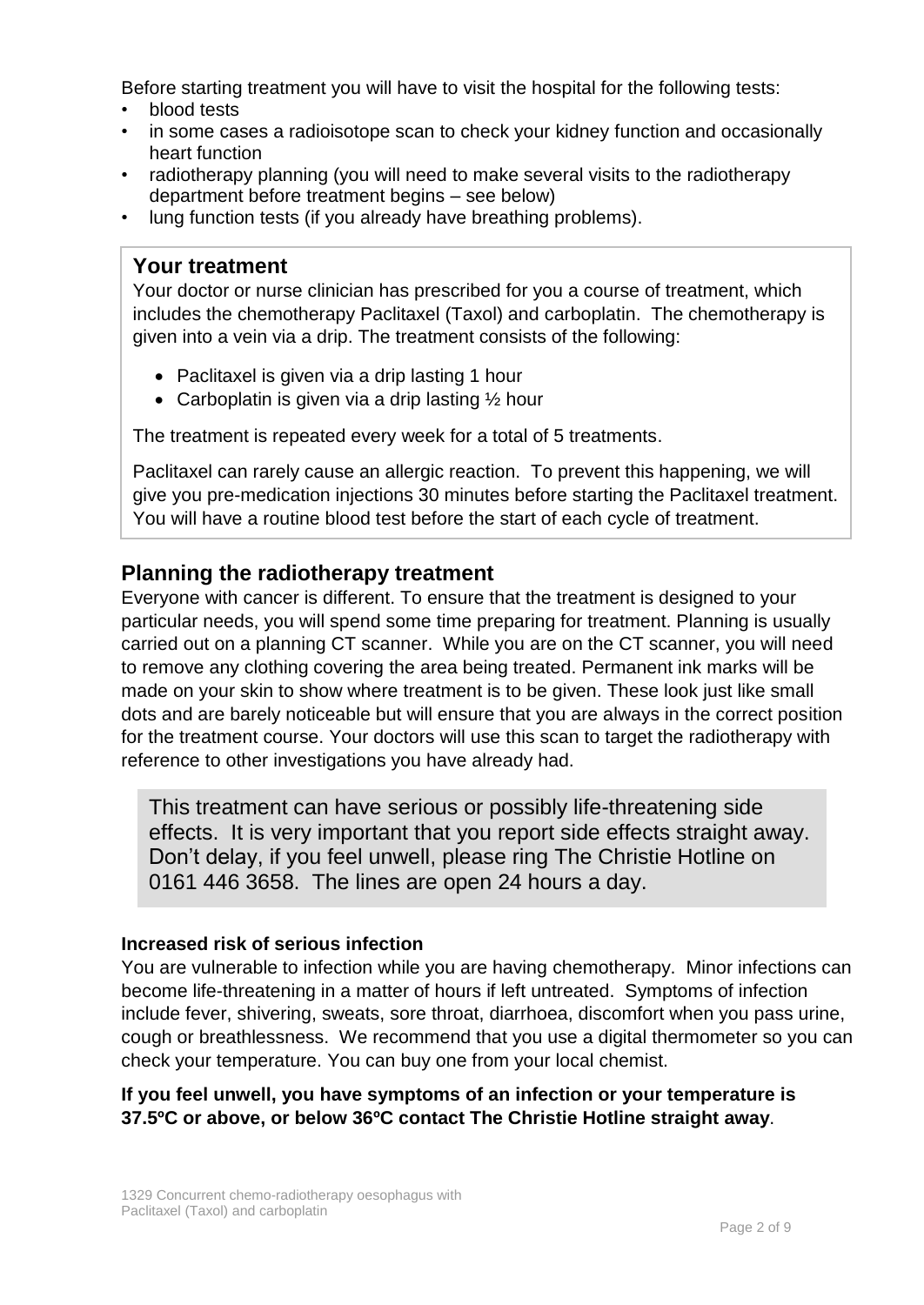Before starting treatment you will have to visit the hospital for the following tests:

- blood tests
- in some cases a radioisotope scan to check your kidney function and occasionally heart function
- radiotherapy planning (you will need to make several visits to the radiotherapy department before treatment begins – see below)
- lung function tests (if you already have breathing problems).

## Your treatment

Your doctor or nurse clinician has prescribed for you a course of treatment, which includes the chemotherapy Paclitaxel (Taxol) and carboplatin. The chemotherapy is given into a vein via a drip. The treatment consists of the following:

- Paclitaxel is given via a drip lasting 1 hour
- Carboplatin is given via a drip lasting ½ hour

The treatment is repeated every week for a total of 5 treatments.

Paclitaxel can rarely cause an allergic reaction. To prevent this happening, we will give you pre-medication injections 30 minutes before starting the Paclitaxel treatment. You will have a routine blood test before the start of each cycle of treatment.

## Planning the radiotherapy treatment

Everyone with cancer is different. To ensure that the treatment is designed to your particular needs, you will spend some time preparing for treatment. Planning is usually carried out on a planning CT scanner. While you are on the CT scanner, you will need to remove any clothing covering the area being treated. Permanent ink marks will be made on your skin to show where treatment is to be given. These look just like small dots and are barely noticeable but will ensure that you are always in the correct position for the treatment course. Your doctors will use this scan to target the radiotherapy with reference to other investigations you have already had.

> This treatment can have serious or possibly life-threatening side effects. It is very important that you report side effects straight away. Don't delay, if you feel unwell, please ring The Christie Hotline on 0161 446 3658. The lines are open 24 hours a day.

#### Increased risk of serious infection

You are vulnerable to infection while you are having chemotherapy. Minor infections can become life-threatening in a matter of hours if left untreated. Symptoms of infection include fever, shivering, sweats, sore throat, diarrhoea, discomfort when you pass urine, cough or breathlessness. We recommend that you use a digital thermometer so you can check your temperature. You can buy one from your local chemist.

**If you feel unwell, you have symptoms of an infection or your temperature is 37.5ºC or above, or below 36ºC contact The Christie Hotline straight away**.

1329 Concurrent chemo-radiotherapy oesophagus with Paclitaxel (Taxol) and carboplatin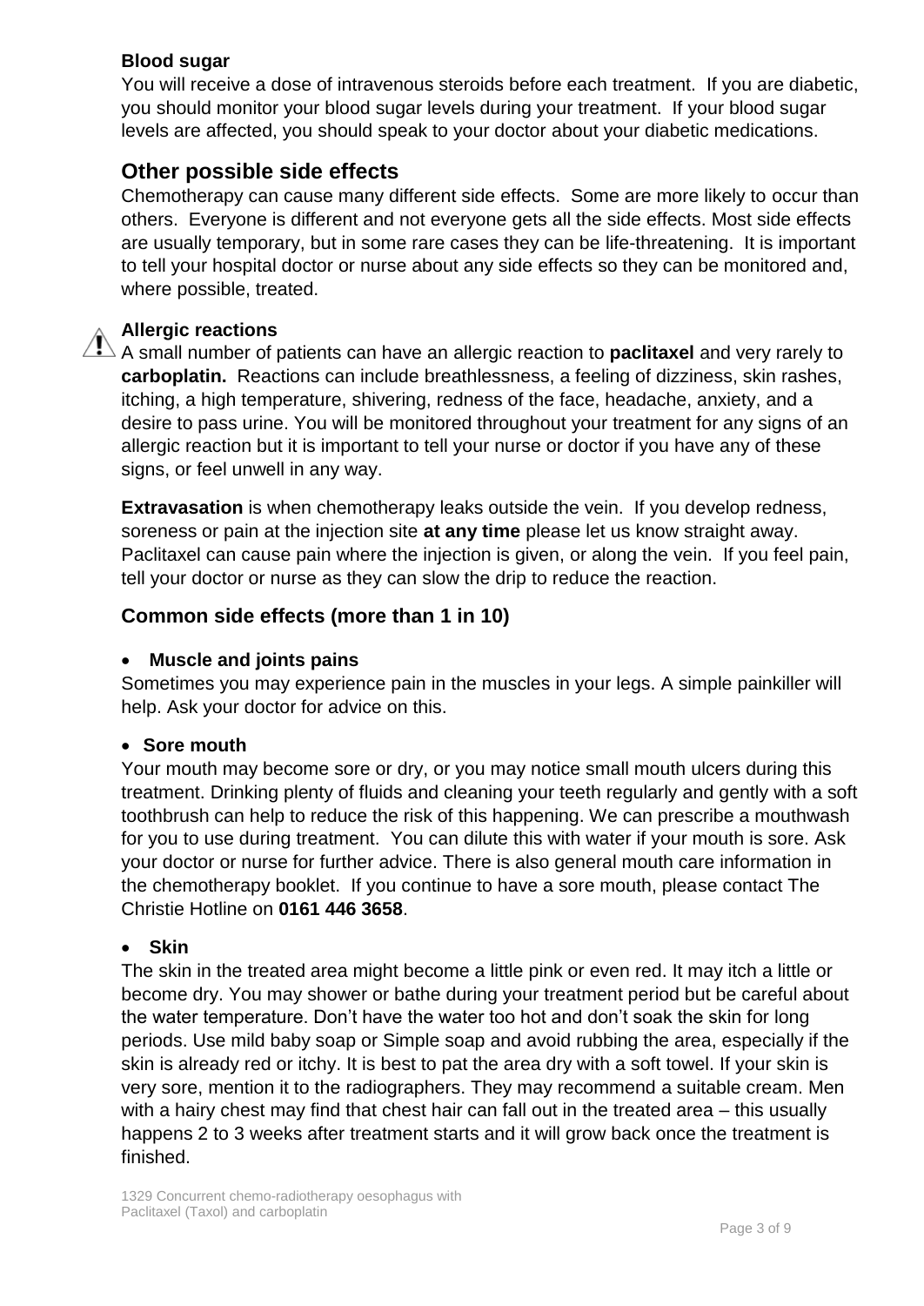**Blood sugar**

You will receive a dose of intravenous steroids before each treatment. If you are diabetic, you should monitor your blood sugar levels during your treatment. If your blood sugar levels are affected, you should speak to your doctor about your diabetic medications.

## Other possible side effects

Chemotherapy can cause many different side effects. Some are more likely to occur than others. Everyone is different and not everyone gets all the side effects. Most side effects are usually temporary, but in some rare cases they can be life-threatening. It is important to tell your hospital doctor or nurse about any side effects so they can be monitored and, where possible, treated.

**Allergic reactions**

A small number of patients can have an allergic reaction to **paclitaxel** and very rarely to **carboplatin.** Reactions can include breathlessness, a feeling of dizziness, skin rashes, itching, a high temperature, shivering, redness of the face, headache, anxiety, and a desire to pass urine. You will be monitored throughout your treatment for any signs of an allergic reaction but it is important to tell your nurse or doctor if you have any of these signs, or feel unwell in any way.

**Extravasation** is when chemotherapy leaks outside the vein. If you develop redness, soreness or pain at the injection site **at any time** please let us know straight away. Paclitaxel can cause pain where the injection is given, or along the vein. If you feel pain, tell your doctor or nurse as they can slow the drip to reduce the reaction.

### Common side effects (more than 1 in 10)

- **Muscle and joints pains**

Sometimes you may experience pain in the muscles in your legs. A simple painkiller will help. Ask your doctor for advice on this.

- **Sore mouth**

Your mouth may become sore or dry, or you may notice small mouth ulcers during this treatment. Drinking plenty of fluids and cleaning your teeth regularly and gently with a soft toothbrush can help to reduce the risk of this happening. We can prescribe a mouthwash for you to use during treatment. You can dilute this with water if your mouth is sore. Ask your doctor or nurse for further advice. There is also general mouth care information in the chemotherapy booklet. If you continue to have a sore mouth, please contact The Christie Hotline on **0161 446 3658**.

- **Skin**

The skin in the treated area might become a little pink or even red. It may itch a little or become dry. You may shower or bathe during your treatment period but be careful about the water temperature. Don't have the water too hot and don't soak the skin for long periods. Use mild baby soap or Simple soap and avoid rubbing the area, especially if the skin is already red or itchy. It is best to pat the area dry with a soft towel. If your skin is very sore, mention it to the radiographers. They may recommend a suitable cream. Men with a hairy chest may find that chest hair can fall out in the treated area – this usually happens 2 to 3 weeks after treatment starts and it will grow back once the treatment is finished.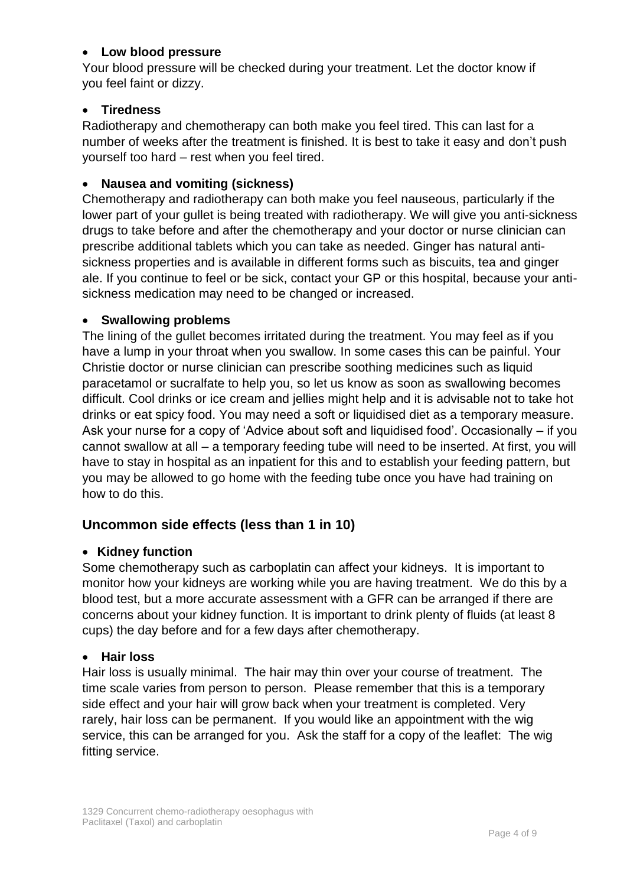- **Low blood pressure**

Your blood pressure will be checked during your treatment. Let the doctor know if you feel faint or dizzy.

- **Tiredness**

Radiotherapy and chemotherapy can both make you feel tired. This can last for a number of weeks after the treatment is finished. It is best to take it easy and don't push yourself too hard – rest when you feel tired.

- **Nausea and vomiting (sickness)**

Chemotherapy and radiotherapy can both make you feel nauseous, particularly if the lower part of your gullet is being treated with radiotherapy. We will give you anti-sickness drugs to take before and after the chemotherapy and your doctor or nurse clinician can prescribe additional tablets which you can take as needed. Ginger has natural anti-sickness properties and is available in different forms such as biscuits, tea and ginger ale. If you continue to feel or be sick, contact your GP or this hospital, because your anti-sickness medication may need to be changed or increased.

- **Swallowing problems**

The lining of the gullet becomes irritated during the treatment. You may feel as if you have a lump in your throat when you swallow. In some cases this can be painful. Your Christie doctor or nurse clinician can prescribe soothing medicines such as liquid paracetamol or sucralfate to help you, so let us know as soon as swallowing becomes difficult. Cool drinks or ice cream and jellies might help and it is advisable not to take hot drinks or eat spicy food. You may need a soft or liquidised diet as a temporary measure. Ask your nurse for a copy of 'Advice about soft and liquidised food'. Occasionally – if you cannot swallow at all – a temporary feeding tube will need to be inserted. At first, you will have to stay in hospital as an inpatient for this and to establish your feeding pattern, but you may be allowed to go home with the feeding tube once you have had training on how to do this.

## Uncommon side effects (less than 1 in 10)

- **Kidney function**

Some chemotherapy such as carboplatin can affect your kidneys. It is important to monitor how your kidneys are working while you are having treatment. We do this by a blood test, but a more accurate assessment with a GFR can be arranged if there are concerns about your kidney function. It is important to drink plenty of fluids (at least 8 cups) the day before and for a few days after chemotherapy.

- **Hair loss**

Hair loss is usually minimal. The hair may thin over your course of treatment. The time scale varies from person to person. Please remember that this is a temporary side effect and your hair will grow back when your treatment is completed. Very rarely, hair loss can be permanent. If you would like an appointment with the wig service, this can be arranged for you. Ask the staff for a copy of the leaflet: The wig fitting service.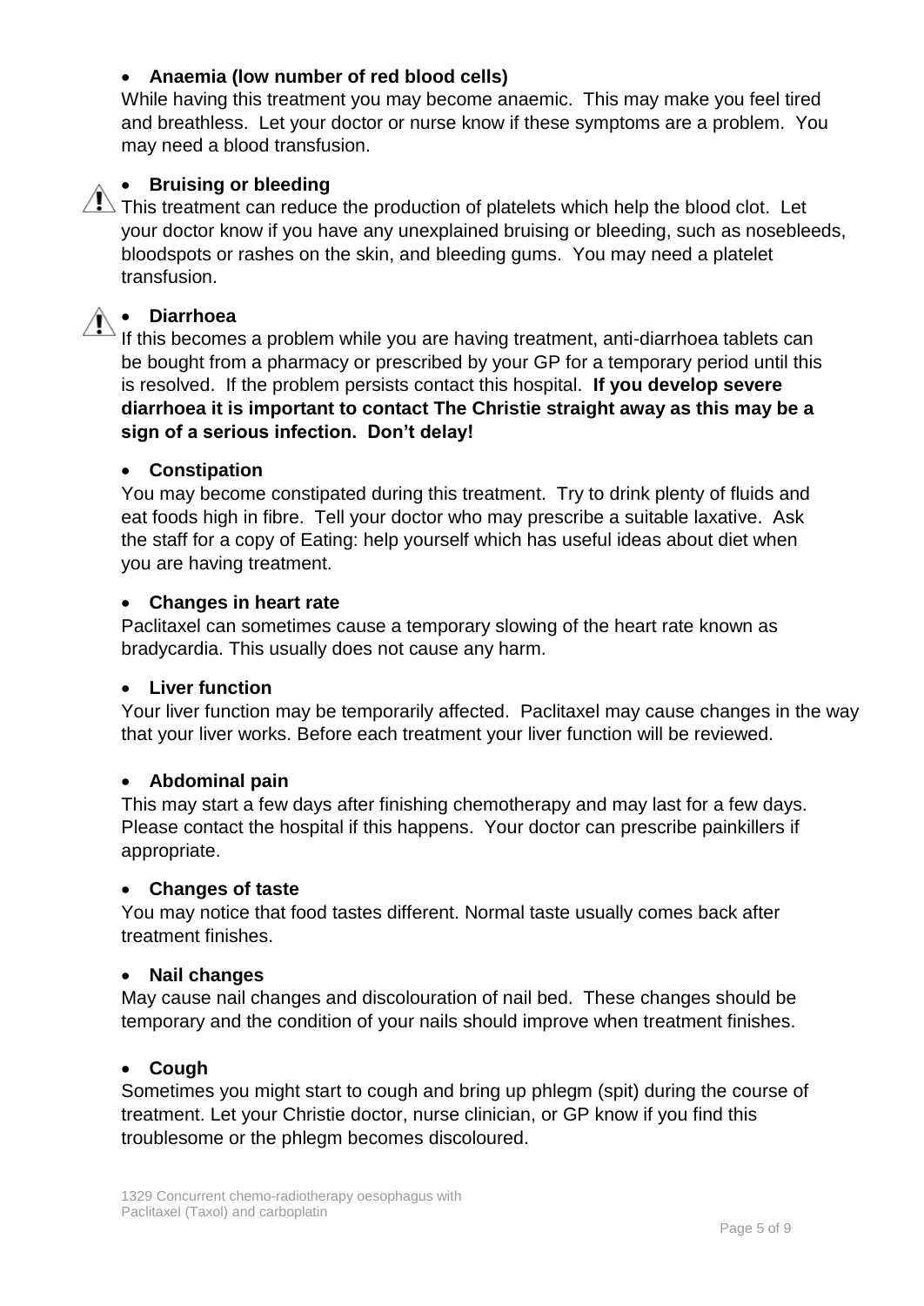- **Anaemia (low number of red blood cells)**

While having this treatment you may become anaemic. This may make you feel tired and breathless. Let your doctor or nurse know if these symptoms are a problem. You may need a blood transfusion.

- **Bruising or bleeding**

This treatment can reduce the production of platelets which help the blood clot. Let your doctor know if you have any unexplained bruising or bleeding, such as nosebleeds, bloodspots or rashes on the skin, and bleeding gums. You may need a platelet transfusion.

- **Diarrhoea**

If this becomes a problem while you are having treatment, anti-diarrhoea tablets can be bought from a pharmacy or prescribed by your GP for a temporary period until this is resolved. If the problem persists contact this hospital. **If you develop severe diarrhoea it is important to contact The Christie straight away as this may be a sign of a serious infection. Don't delay!**

- **Constipation**

You may become constipated during this treatment. Try to drink plenty of fluids and eat foods high in fibre. Tell your doctor who may prescribe a suitable laxative. Ask the staff for a copy of Eating: help yourself which has useful ideas about diet when you are having treatment.

- **Changes in heart rate**

Paclitaxel can sometimes cause a temporary slowing of the heart rate known as bradycardia. This usually does not cause any harm.

- **Liver function**

Your liver function may be temporarily affected. Paclitaxel may cause changes in the way that your liver works. Before each treatment your liver function will be reviewed.

- **Abdominal pain**

This may start a few days after finishing chemotherapy and may last for a few days. Please contact the hospital if this happens. Your doctor can prescribe painkillers if appropriate.

- **Changes of taste**

You may notice that food tastes different. Normal taste usually comes back after treatment finishes.

- **Nail changes**

May cause nail changes and discolouration of nail bed. These changes should be temporary and the condition of your nails should improve when treatment finishes.

- **Cough**

Sometimes you might start to cough and bring up phlegm (spit) during the course of treatment. Let your Christie doctor, nurse clinician, or GP know if you find this troublesome or the phlegm becomes discoloured.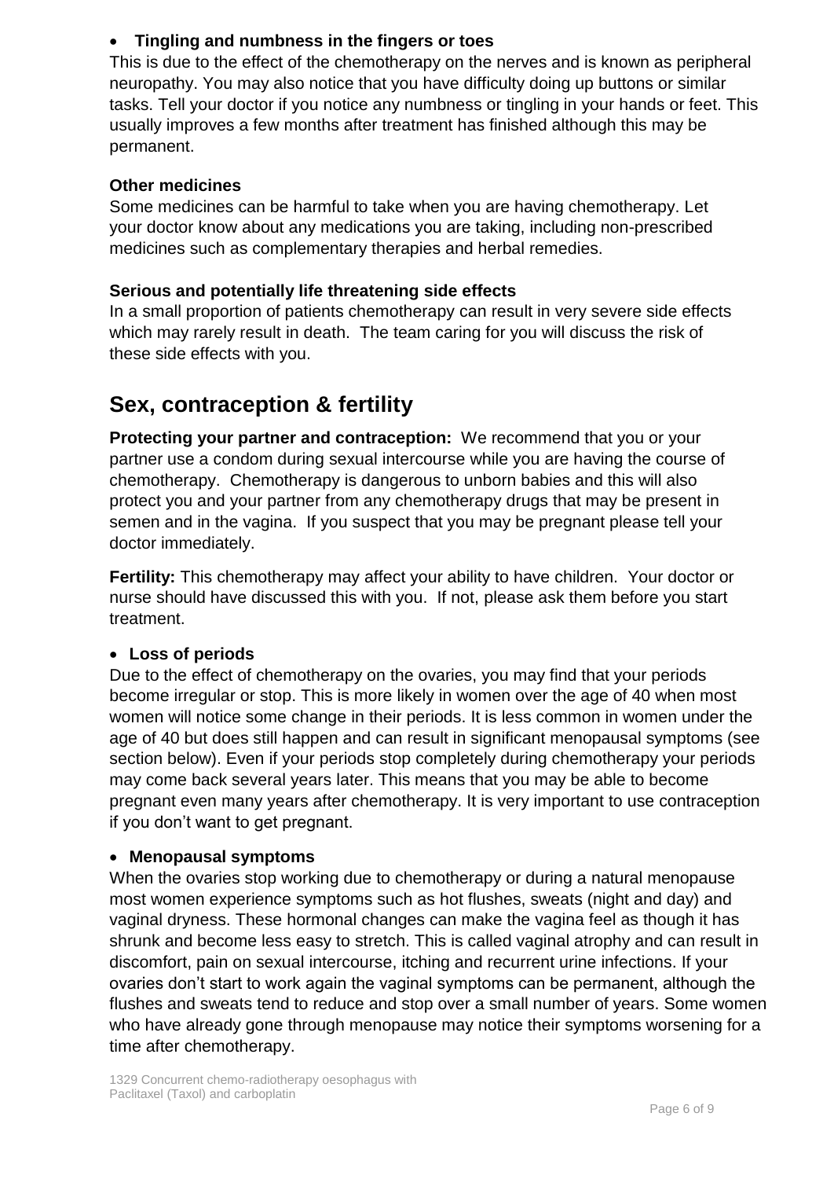- **Tingling and numbness in the fingers or toes**

This is due to the effect of the chemotherapy on the nerves and is known as peripheral neuropathy. You may also notice that you have difficulty doing up buttons or similar tasks. Tell your doctor if you notice any numbness or tingling in your hands or feet. This usually improves a few months after treatment has finished although this may be permanent.

**Other medicines**

Some medicines can be harmful to take when you are having chemotherapy. Let your doctor know about any medications you are taking, including non-prescribed medicines such as complementary therapies and herbal remedies.

**Serious and potentially life threatening side effects**

In a small proportion of patients chemotherapy can result in very severe side effects which may rarely result in death. The team caring for you will discuss the risk of these side effects with you.

## Sex, contraception & fertility

**Protecting your partner and contraception:** We recommend that you or your partner use a condom during sexual intercourse while you are having the course of chemotherapy. Chemotherapy is dangerous to unborn babies and this will also protect you and your partner from any chemotherapy drugs that may be present in semen and in the vagina. If you suspect that you may be pregnant please tell your doctor immediately.

**Fertility:** This chemotherapy may affect your ability to have children. Your doctor or nurse should have discussed this with you. If not, please ask them before you start treatment.

- **Loss of periods**

Due to the effect of chemotherapy on the ovaries, you may find that your periods become irregular or stop. This is more likely in women over the age of 40 when most women will notice some change in their periods. It is less common in women under the age of 40 but does still happen and can result in significant menopausal symptoms (see section below). Even if your periods stop completely during chemotherapy your periods may come back several years later. This means that you may be able to become pregnant even many years after chemotherapy. It is very important to use contraception if you don't want to get pregnant.

- **Menopausal symptoms**

When the ovaries stop working due to chemotherapy or during a natural menopause most women experience symptoms such as hot flushes, sweats (night and day) and vaginal dryness. These hormonal changes can make the vagina feel as though it has shrunk and become less easy to stretch. This is called vaginal atrophy and can result in discomfort, pain on sexual intercourse, itching and recurrent urine infections. If your ovaries don't start to work again the vaginal symptoms can be permanent, although the flushes and sweats tend to reduce and stop over a small number of years. Some women who have already gone through menopause may notice their symptoms worsening for a time after chemotherapy.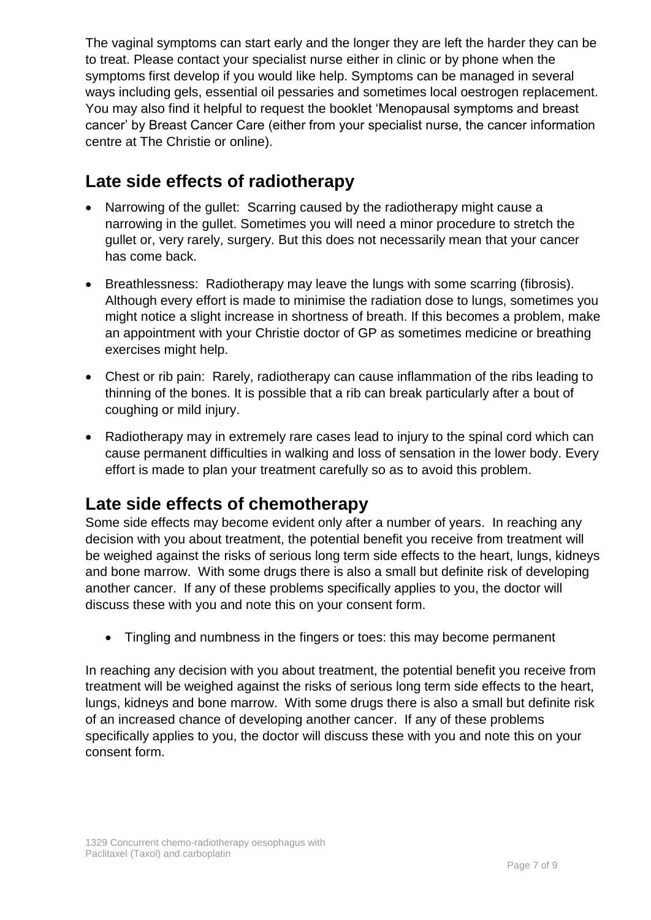The vaginal symptoms can start early and the longer they are left the harder they can be to treat. Please contact your specialist nurse either in clinic or by phone when the symptoms first develop if you would like help. Symptoms can be managed in several ways including gels, essential oil pessaries and sometimes local oestrogen replacement. You may also find it helpful to request the booklet 'Menopausal symptoms and breast cancer' by Breast Cancer Care (either from your specialist nurse, the cancer information centre at The Christie or online).

## Late side effects of radiotherapy

- Narrowing of the gullet: Scarring caused by the radiotherapy might cause a narrowing in the gullet. Sometimes you will need a minor procedure to stretch the gullet or, very rarely, surgery. But this does not necessarily mean that your cancer has come back.
- Breathlessness: Radiotherapy may leave the lungs with some scarring (fibrosis). Although every effort is made to minimise the radiation dose to lungs, sometimes you might notice a slight increase in shortness of breath. If this becomes a problem, make an appointment with your Christie doctor of GP as sometimes medicine or breathing exercises might help.
- Chest or rib pain: Rarely, radiotherapy can cause inflammation of the ribs leading to thinning of the bones. It is possible that a rib can break particularly after a bout of coughing or mild injury.
- Radiotherapy may in extremely rare cases lead to injury to the spinal cord which can cause permanent difficulties in walking and loss of sensation in the lower body. Every effort is made to plan your treatment carefully so as to avoid this problem.

## Late side effects of chemotherapy

Some side effects may become evident only after a number of years. In reaching any decision with you about treatment, the potential benefit you receive from treatment will be weighed against the risks of serious long term side effects to the heart, lungs, kidneys and bone marrow. With some drugs there is also a small but definite risk of developing another cancer. If any of these problems specifically applies to you, the doctor will discuss these with you and note this on your consent form.

- Tingling and numbness in the fingers or toes: this may become permanent

In reaching any decision with you about treatment, the potential benefit you receive from treatment will be weighed against the risks of serious long term side effects to the heart, lungs, kidneys and bone marrow. With some drugs there is also a small but definite risk of an increased chance of developing another cancer. If any of these problems specifically applies to you, the doctor will discuss these with you and note this on your consent form.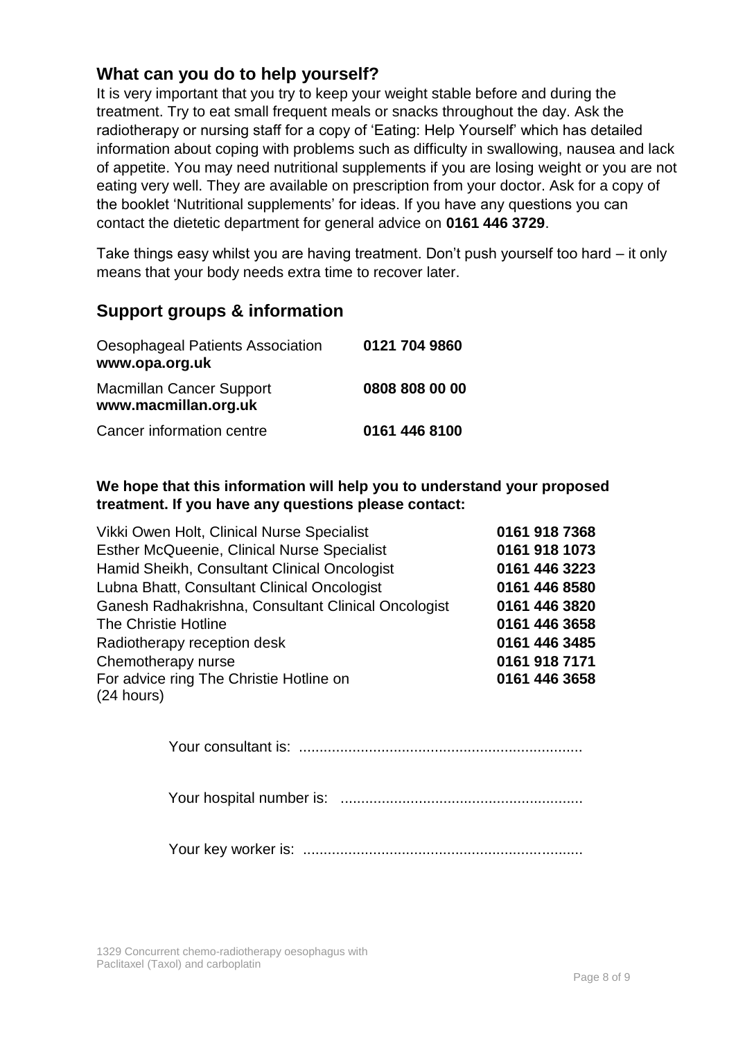## What can you do to help yourself?

It is very important that you try to keep your weight stable before and during the treatment. Try to eat small frequent meals or snacks throughout the day. Ask the radiotherapy or nursing staff for a copy of 'Eating: Help Yourself' which has detailed information about coping with problems such as difficulty in swallowing, nausea and lack of appetite. You may need nutritional supplements if you are losing weight or you are not eating very well. They are available on prescription from your doctor. Ask for a copy of the booklet 'Nutritional supplements' for ideas. If you have any questions you can contact the dietetic department for general advice on **0161 446 3729**.

Take things easy whilst you are having treatment. Don't push yourself too hard – it only means that your body needs extra time to recover later.

## Support groups & information

| | |
|---|---|
| Oesophageal Patients Association **www.opa.org.uk** | **0121 704 9860** |
| Macmillan Cancer Support **www.macmillan.org.uk** | **0808 808 00 00** |
| Cancer information centre | **0161 446 8100** |

**We hope that this information will help you to understand your proposed treatment. If you have any questions please contact:**

| | |
|---|---|
| Vikki Owen Holt, Clinical Nurse Specialist | **0161 918 7368** |
| Esther McQueenie, Clinical Nurse Specialist | **0161 918 1073** |
| Hamid Sheikh, Consultant Clinical Oncologist | **0161 446 3223** |
| Lubna Bhatt, Consultant Clinical Oncologist | **0161 446 8580** |
| Ganesh Radhakrishna, Consultant Clinical Oncologist | **0161 446 3820** |
| The Christie Hotline | **0161 446 3658** |
| Radiotherapy reception desk | **0161 446 3485** |
| Chemotherapy nurse | **0161 918 7171** |
| For advice ring The Christie Hotline on (24 hours) | **0161 446 3658** |

Your consultant is: ....................................................................

Your hospital number is: ..........................................................

Your key worker is: ...................................................................

1329 Concurrent chemo-radiotherapy oesophagus with Paclitaxel (Taxol) and carboplatin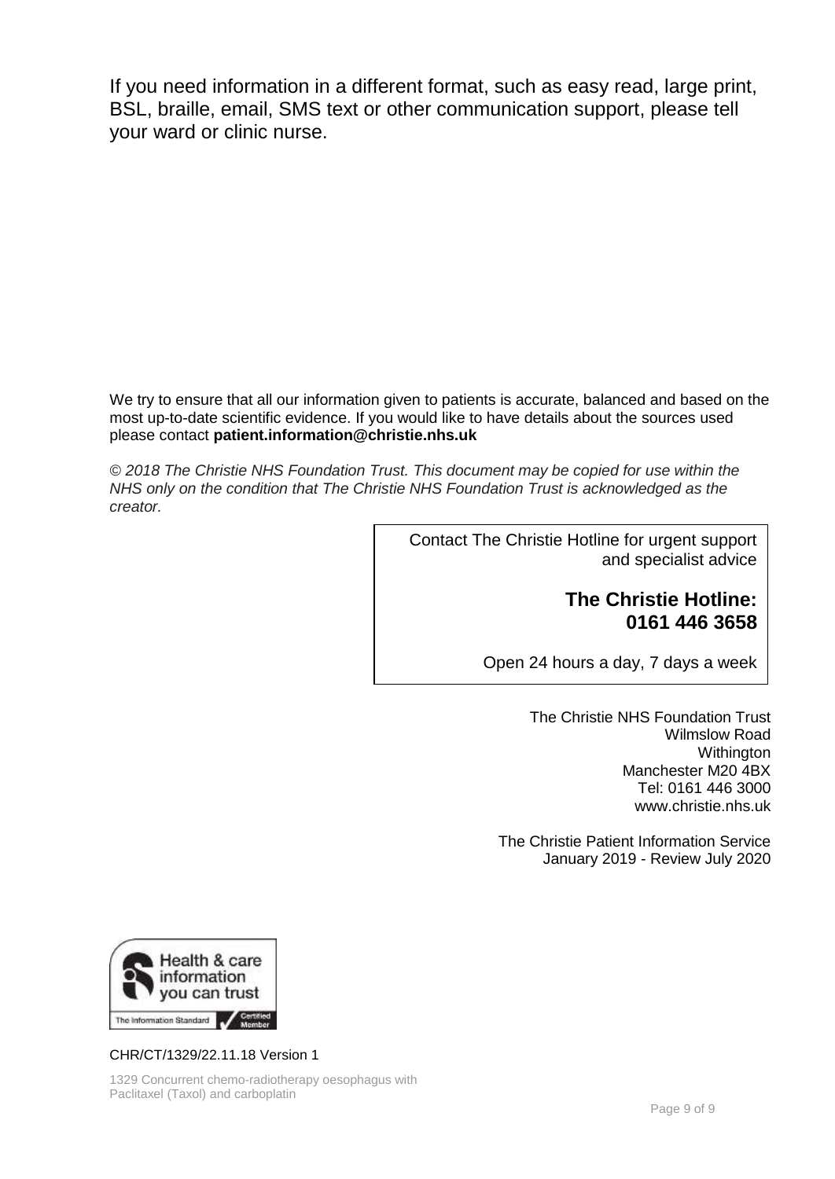If you need information in a different format, such as easy read, large print, BSL, braille, email, SMS text or other communication support, please tell your ward or clinic nurse.

We try to ensure that all our information given to patients is accurate, balanced and based on the most up-to-date scientific evidence. If you would like to have details about the sources used please contact **patient.information@christie.nhs.uk**

*© 2018 The Christie NHS Foundation Trust. This document may be copied for use within the NHS only on the condition that The Christie NHS Foundation Trust is acknowledged as the creator.*

Contact The Christie Hotline for urgent support and specialist advice

**The Christie Hotline: 0161 446 3658**

Open 24 hours a day, 7 days a week

The Christie NHS Foundation Trust
Wilmslow Road
Withington
Manchester M20 4BX
Tel: 0161 446 3000
www.christie.nhs.uk

The Christie Patient Information Service
January 2019 - Review July 2020

Health & care information you can trust
The Information Standard Certified Member

CHR/CT/1329/22.11.18 Version 1

1329 Concurrent chemo-radiotherapy oesophagus with Paclitaxel (Taxol) and carboplatin